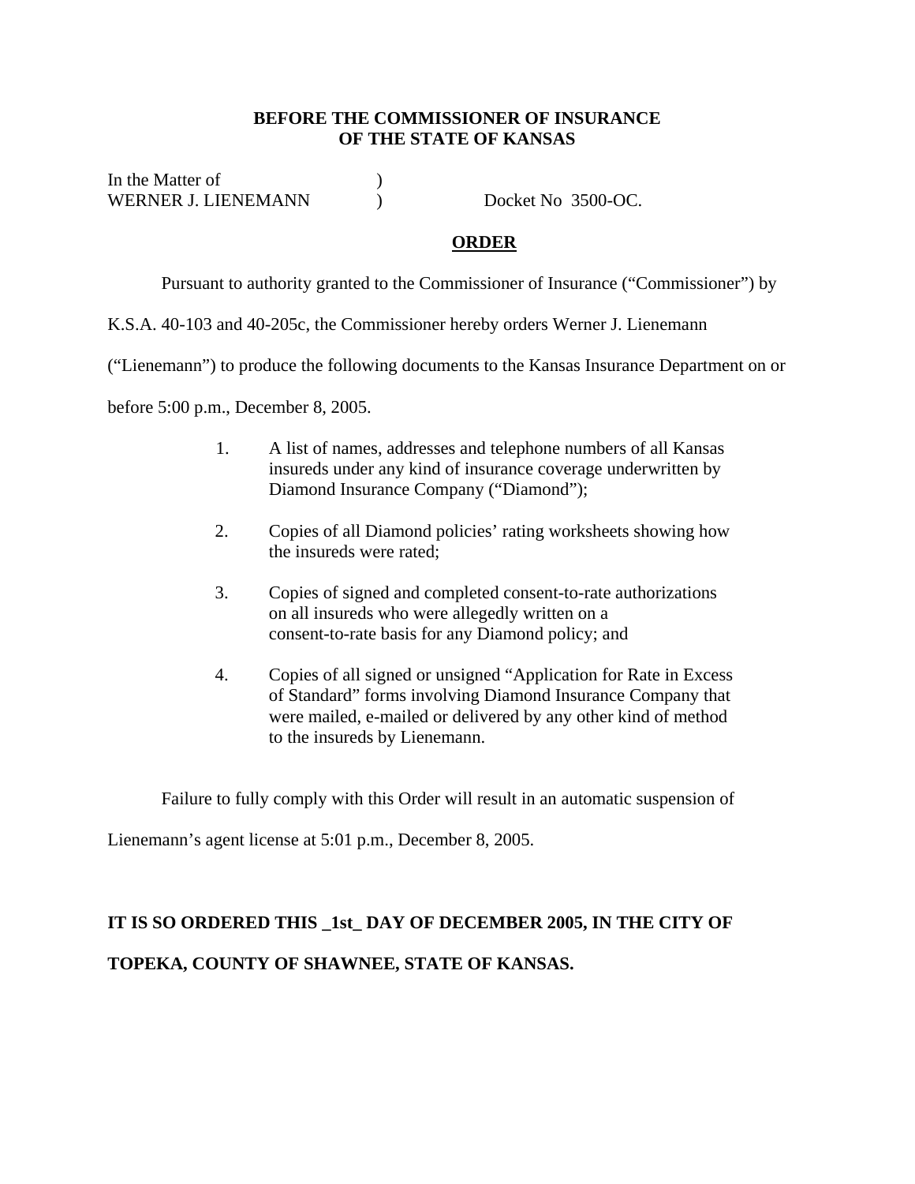**BEFORE THE COMMISSIONER OF INSURANCE**
**OF THE STATE OF KANSAS**

In the Matter of )
WERNER J. LIENEMANN ) Docket No 3500-OC.

**ORDER**

Pursuant to authority granted to the Commissioner of Insurance ("Commissioner") by K.S.A. 40-103 and 40-205c, the Commissioner hereby orders Werner J. Lienemann ("Lienemann") to produce the following documents to the Kansas Insurance Department on or before 5:00 p.m., December 8, 2005.

1. A list of names, addresses and telephone numbers of all Kansas insureds under any kind of insurance coverage underwritten by Diamond Insurance Company ("Diamond");

2. Copies of all Diamond policies' rating worksheets showing how the insureds were rated;

3. Copies of signed and completed consent-to-rate authorizations on all insureds who were allegedly written on a consent-to-rate basis for any Diamond policy; and

4. Copies of all signed or unsigned "Application for Rate in Excess of Standard" forms involving Diamond Insurance Company that were mailed, e-mailed or delivered by any other kind of method to the insureds by Lienemann.

Failure to fully comply with this Order will result in an automatic suspension of Lienemann's agent license at 5:01 p.m., December 8, 2005.

**IT IS SO ORDERED THIS _1st_ DAY OF DECEMBER 2005, IN THE CITY OF TOPEKA, COUNTY OF SHAWNEE, STATE OF KANSAS.**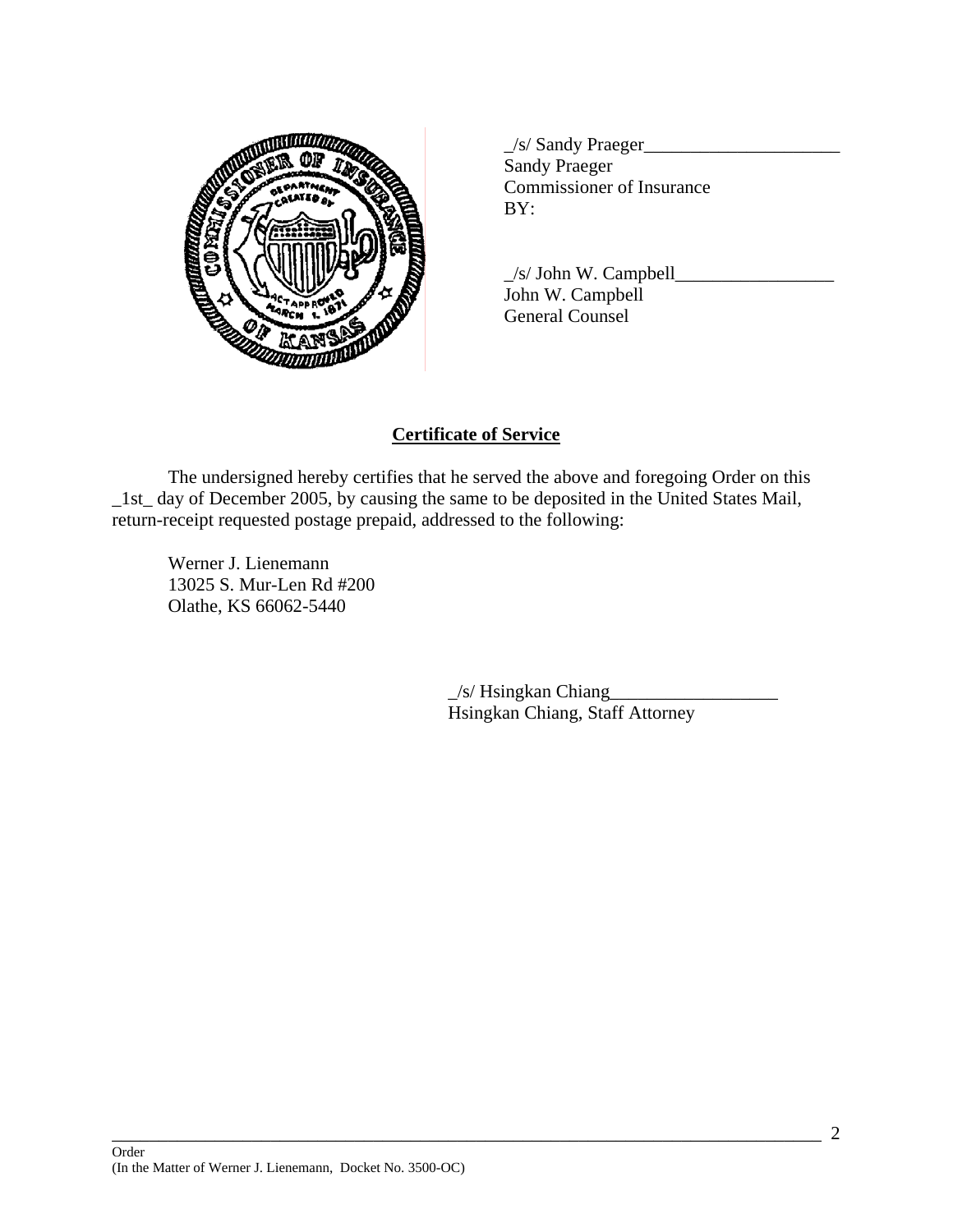_/s/ Sandy Praeger_____________________
Sandy Praeger
Commissioner of Insurance
BY:

_/s/ John W. Campbell_________________
John W. Campbell
General Counsel

## **Certificate of Service**

The undersigned hereby certifies that he served the above and foregoing Order on this _1st_ day of December 2005, by causing the same to be deposited in the United States Mail, return-receipt requested postage prepaid, addressed to the following:

Werner J. Lienemann
13025 S. Mur-Len Rd #200
Olathe, KS 66062-5440

_/s/ Hsingkan Chiang__________________
Hsingkan Chiang, Staff Attorney

Order
(In the Matter of Werner J. Lienemann, Docket No. 3500-OC)